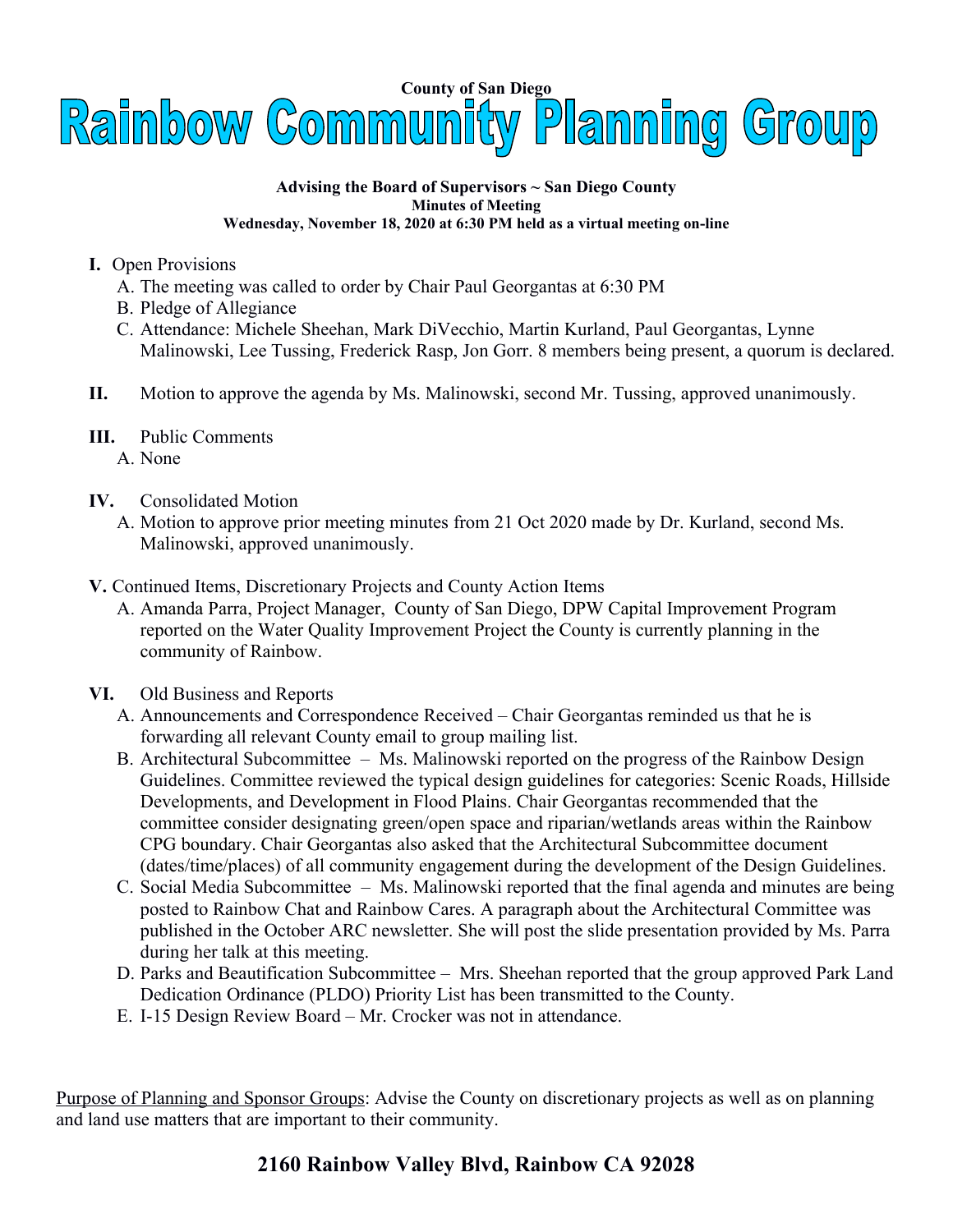**County of San Diego**

# Rainbow Community Planning Group

**Advising the Board of Supervisors ~ San Diego County**
**Minutes of Meeting**
**Wednesday, November 18, 2020 at 6:30 PM held as a virtual meeting on-line**

**I.** Open Provisions
- A. The meeting was called to order by Chair Paul Georgantas at 6:30 PM
- B. Pledge of Allegiance
- C. Attendance: Michele Sheehan, Mark DiVecchio, Martin Kurland, Paul Georgantas, Lynne Malinowski, Lee Tussing, Frederick Rasp, Jon Gorr. 8 members being present, a quorum is declared.

**II.** Motion to approve the agenda by Ms. Malinowski, second Mr. Tussing, approved unanimously.

**III.** Public Comments
- A. None

**IV.** Consolidated Motion
- A. Motion to approve prior meeting minutes from 21 Oct 2020 made by Dr. Kurland, second Ms. Malinowski, approved unanimously.

**V.** Continued Items, Discretionary Projects and County Action Items
- A. Amanda Parra, Project Manager, County of San Diego, DPW Capital Improvement Program reported on the Water Quality Improvement Project the County is currently planning in the community of Rainbow.

**VI.** Old Business and Reports
- A. Announcements and Correspondence Received – Chair Georgantas reminded us that he is forwarding all relevant County email to group mailing list.
- B. Architectural Subcommittee – Ms. Malinowski reported on the progress of the Rainbow Design Guidelines. Committee reviewed the typical design guidelines for categories: Scenic Roads, Hillside Developments, and Development in Flood Plains. Chair Georgantas recommended that the committee consider designating green/open space and riparian/wetlands areas within the Rainbow CPG boundary. Chair Georgantas also asked that the Architectural Subcommittee document (dates/time/places) of all community engagement during the development of the Design Guidelines.
- C. Social Media Subcommittee – Ms. Malinowski reported that the final agenda and minutes are being posted to Rainbow Chat and Rainbow Cares. A paragraph about the Architectural Committee was published in the October ARC newsletter. She will post the slide presentation provided by Ms. Parra during her talk at this meeting.
- D. Parks and Beautification Subcommittee – Mrs. Sheehan reported that the group approved Park Land Dedication Ordinance (PLDO) Priority List has been transmitted to the County.
- E. I-15 Design Review Board – Mr. Crocker was not in attendance.

<u>Purpose of Planning and Sponsor Groups</u>: Advise the County on discretionary projects as well as on planning and land use matters that are important to their community.

**2160 Rainbow Valley Blvd, Rainbow CA 92028**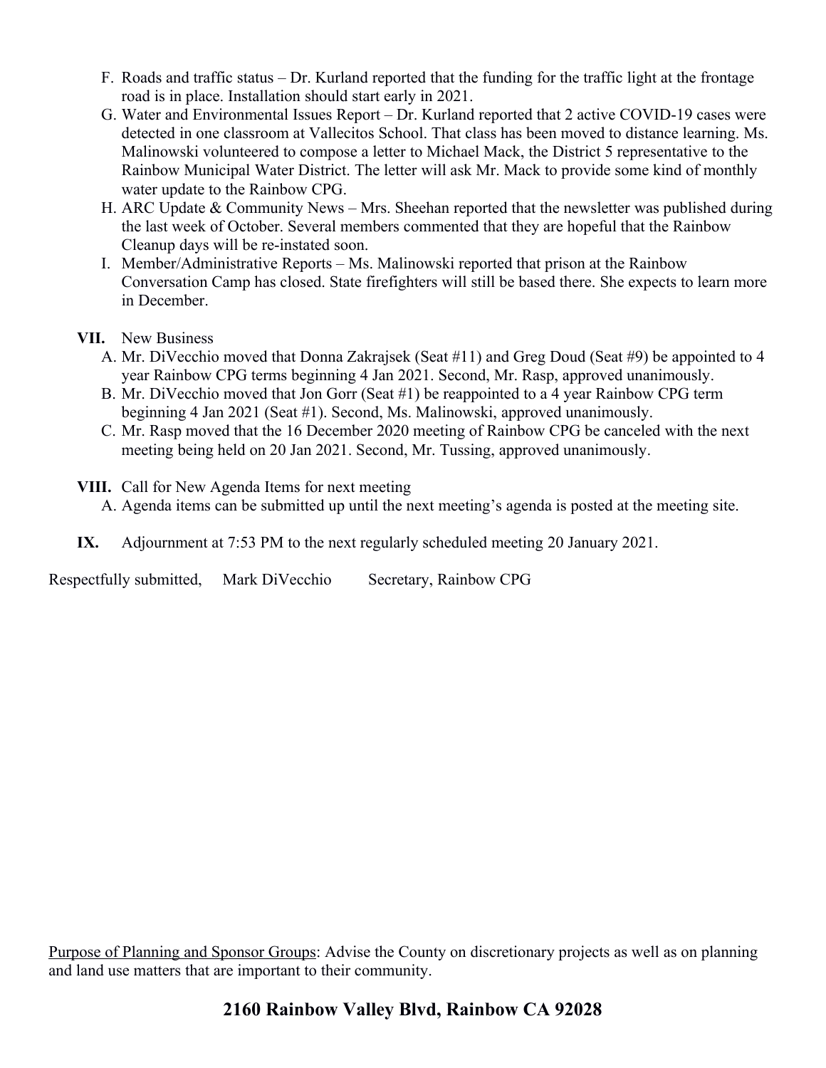F. Roads and traffic status – Dr. Kurland reported that the funding for the traffic light at the frontage road is in place. Installation should start early in 2021.

G. Water and Environmental Issues Report – Dr. Kurland reported that 2 active COVID-19 cases were detected in one classroom at Vallecitos School. That class has been moved to distance learning. Ms. Malinowski volunteered to compose a letter to Michael Mack, the District 5 representative to the Rainbow Municipal Water District. The letter will ask Mr. Mack to provide some kind of monthly water update to the Rainbow CPG.

H. ARC Update & Community News – Mrs. Sheehan reported that the newsletter was published during the last week of October. Several members commented that they are hopeful that the Rainbow Cleanup days will be re-instated soon.

I. Member/Administrative Reports – Ms. Malinowski reported that prison at the Rainbow Conversation Camp has closed. State firefighters will still be based there. She expects to learn more in December.

**VII.** New Business

A. Mr. DiVecchio moved that Donna Zakrajsek (Seat #11) and Greg Doud (Seat #9) be appointed to 4 year Rainbow CPG terms beginning 4 Jan 2021. Second, Mr. Rasp, approved unanimously.

B. Mr. DiVecchio moved that Jon Gorr (Seat #1) be reappointed to a 4 year Rainbow CPG term beginning 4 Jan 2021 (Seat #1). Second, Ms. Malinowski, approved unanimously.

C. Mr. Rasp moved that the 16 December 2020 meeting of Rainbow CPG be canceled with the next meeting being held on 20 Jan 2021. Second, Mr. Tussing, approved unanimously.

**VIII.** Call for New Agenda Items for next meeting

A. Agenda items can be submitted up until the next meeting's agenda is posted at the meeting site.

**IX.** Adjournment at 7:53 PM to the next regularly scheduled meeting 20 January 2021.

Respectfully submitted, Mark DiVecchio Secretary, Rainbow CPG

Purpose of Planning and Sponsor Groups: Advise the County on discretionary projects as well as on planning and land use matters that are important to their community.

**2160 Rainbow Valley Blvd, Rainbow CA 92028**